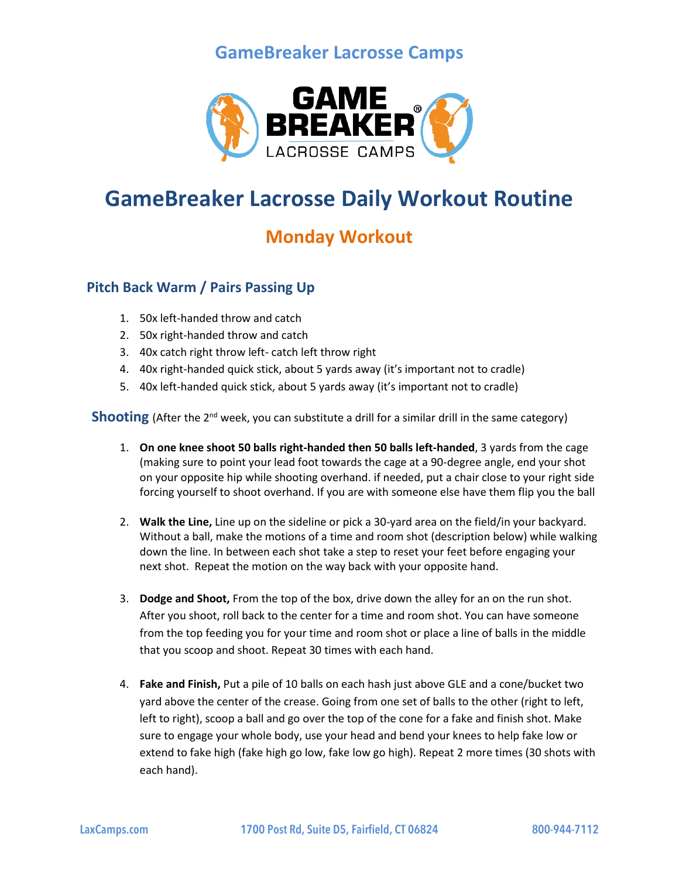# GameBreaker Lacrosse Camps

# GameBreaker Lacrosse Daily Workout Routine

## Monday Workout

### Pitch Back Warm / Pairs Passing Up

1. 50x left-handed throw and catch
2. 50x right-handed throw and catch
3. 40x catch right throw left- catch left throw right
4. 40x right-handed quick stick, about 5 yards away (it's important not to cradle)
5. 40x left-handed quick stick, about 5 yards away (it's important not to cradle)

### Shooting (After the 2nd week, you can substitute a drill for a similar drill in the same category)

1. **On one knee shoot 50 balls right-handed then 50 balls left-handed**, 3 yards from the cage (making sure to point your lead foot towards the cage at a 90-degree angle, end your shot on your opposite hip while shooting overhand. if needed, put a chair close to your right side forcing yourself to shoot overhand. If you are with someone else have them flip you the ball

2. **Walk the Line,** Line up on the sideline or pick a 30-yard area on the field/in your backyard. Without a ball, make the motions of a time and room shot (description below) while walking down the line. In between each shot take a step to reset your feet before engaging your next shot. Repeat the motion on the way back with your opposite hand.

3. **Dodge and Shoot,** From the top of the box, drive down the alley for an on the run shot. After you shoot, roll back to the center for a time and room shot. You can have someone from the top feeding you for your time and room shot or place a line of balls in the middle that you scoop and shoot. Repeat 30 times with each hand.

4. **Fake and Finish,** Put a pile of 10 balls on each hash just above GLE and a cone/bucket two yard above the center of the crease. Going from one set of balls to the other (right to left, left to right), scoop a ball and go over the top of the cone for a fake and finish shot. Make sure to engage your whole body, use your head and bend your knees to help fake low or extend to fake high (fake high go low, fake low go high). Repeat 2 more times (30 shots with each hand).

LaxCamps.com 1700 Post Rd, Suite D5, Fairfield, CT 06824 800-944-7112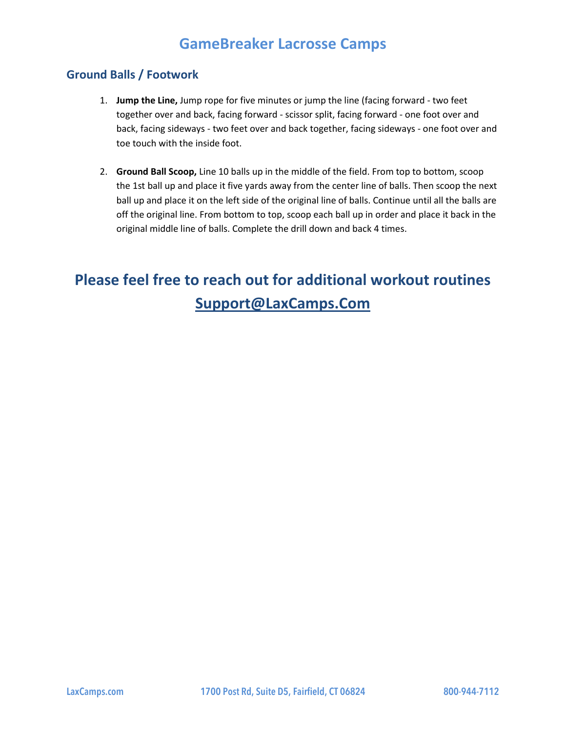# GameBreaker Lacrosse Camps

## Ground Balls / Footwork

1. **Jump the Line,** Jump rope for five minutes or jump the line (facing forward - two feet together over and back, facing forward - scissor split, facing forward - one foot over and back, facing sideways - two feet over and back together, facing sideways - one foot over and toe touch with the inside foot.

2. **Ground Ball Scoop,** Line 10 balls up in the middle of the field. From top to bottom, scoop the 1st ball up and place it five yards away from the center line of balls. Then scoop the next ball up and place it on the left side of the original line of balls. Continue until all the balls are off the original line. From bottom to top, scoop each ball up in order and place it back in the original middle line of balls. Complete the drill down and back 4 times.

## Please feel free to reach out for additional workout routines

## Support@LaxCamps.Com

LaxCamps.com 1700 Post Rd, Suite D5, Fairfield, CT 06824 800-944-7112